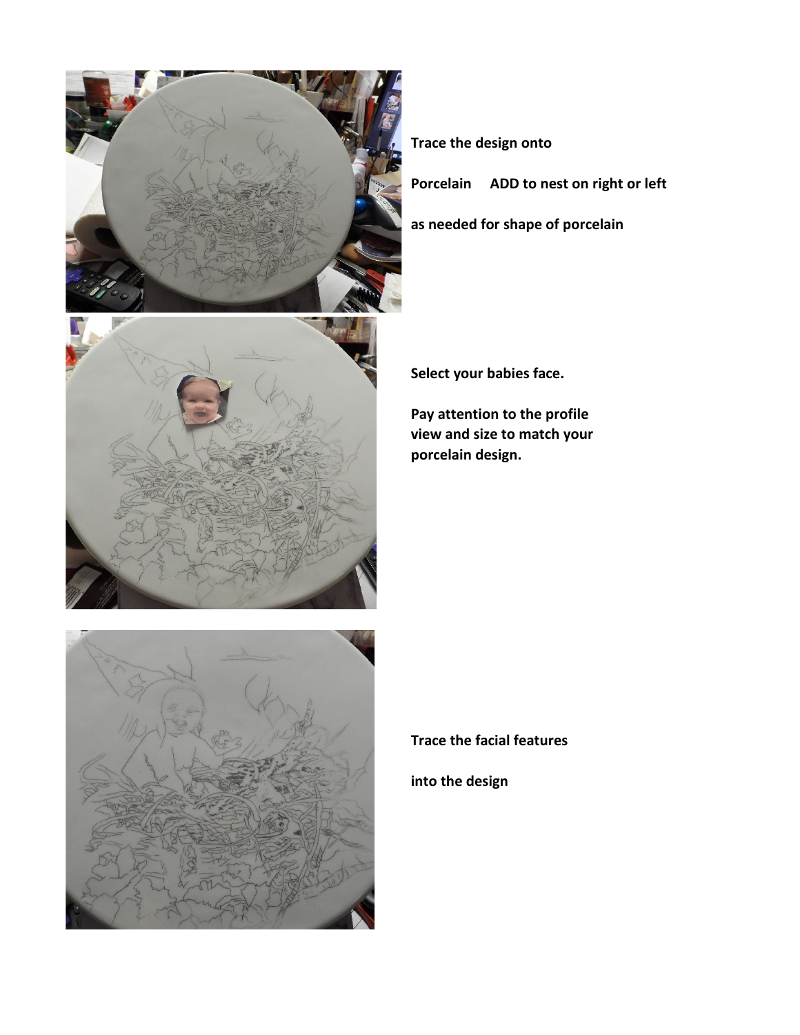**Trace the design onto**

**Porcelain     ADD to nest on right or left**

**as needed for shape of porcelain**

**Select your babies face.**

**Pay attention to the profile view and size to match your porcelain design.**

**Trace the facial features**

**into the design**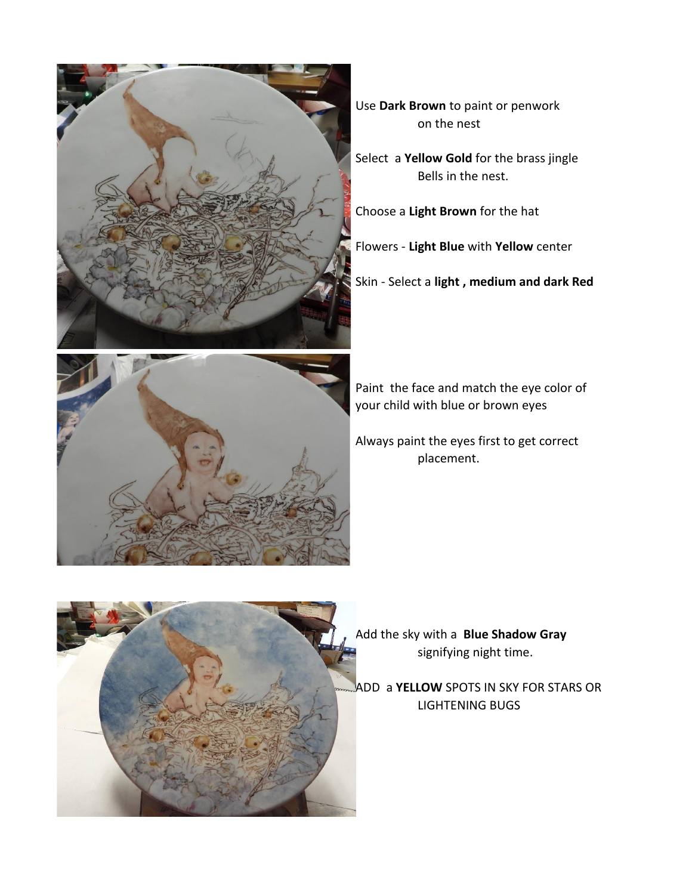Use **Dark Brown** to paint or penwork on the nest

Select a **Yellow Gold** for the brass jingle Bells in the nest.

Choose a **Light Brown** for the hat

Flowers - **Light Blue** with **Yellow** center

Skin - Select a **light , medium and dark Red**

Paint the face and match the eye color of your child with blue or brown eyes

Always paint the eyes first to get correct placement.

Add the sky with a **Blue Shadow Gray** signifying night time.

ADD a **YELLOW** SPOTS IN SKY FOR STARS OR LIGHTENING BUGS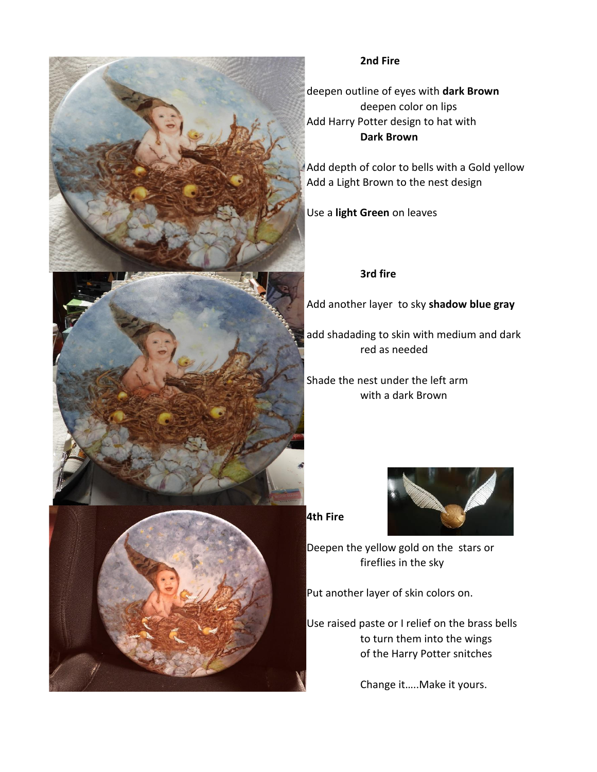**2nd Fire**

deepen outline of eyes with **dark Brown**
deepen color on lips
Add Harry Potter design to hat with
**Dark Brown**

Add depth of color to bells with a Gold yellow
Add a Light Brown to the nest design

Use a **light Green** on leaves

**3rd fire**

Add another layer to sky **shadow blue gray**

add shadading to skin with medium and dark
red as needed

Shade the nest under the left arm
with a dark Brown

**4th Fire**

Deepen the yellow gold on the stars or
fireflies in the sky

Put another layer of skin colors on.

Use raised paste or I relief on the brass bells
to turn them into the wings
of the Harry Potter snitches

Change it…..Make it yours.